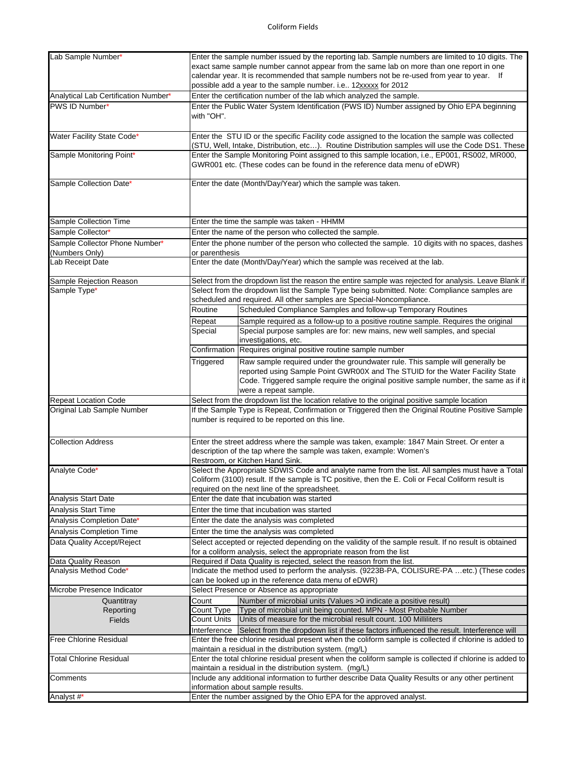# Coliform Fields

| Field | Description | |
|---|---|---|
| Lab Sample Number* | Enter the sample number issued by the reporting lab. Sample numbers are limited to 10 digits. The exact same sample number cannot appear from the same lab on more than one report in one calendar year. It is recommended that sample numbers not be re-used from year to year. If possible add a year to the sample number. i.e.. 12xxxxx for 2012 | |
| Analytical Lab Certification Number* | Enter the certification number of the lab which analyzed the sample. | |
| PWS ID Number* | Enter the Public Water System Identification (PWS ID) Number assigned by Ohio EPA beginning with "OH". | |
| Water Facility State Code* | Enter the STU ID or the specific Facility code assigned to the location the sample was collected (STU, Well, Intake, Distribution, etc…). Routine Distribution samples will use the Code DS1. These | |
| Sample Monitoring Point* | Enter the Sample Monitoring Point assigned to this sample location, i.e., EP001, RS002, MR000, GWR001 etc. (These codes can be found in the reference data menu of eDWR) | |
| Sample Collection Date* | Enter the date (Month/Day/Year) which the sample was taken. | |
| Sample Collection Time | Enter the time the sample was taken - HHMM | |
| Sample Collector* | Enter the name of the person who collected the sample. | |
| Sample Collector Phone Number* (Numbers Only) | Enter the phone number of the person who collected the sample. 10 digits with no spaces, dashes or parenthesis | |
| Lab Receipt Date | Enter the date (Month/Day/Year) which the sample was received at the lab. | |
| Sample Rejection Reason | Select from the dropdown list the reason the entire sample was rejected for analysis. Leave Blank if | |
| Sample Type* | Select from the dropdown list the Sample Type being submitted. Note: Compliance samples are scheduled and required. All other samples are Special-Noncompliance. | |
| | Routine | Scheduled Compliance Samples and follow-up Temporary Routines |
| | Repeat | Sample required as a follow-up to a positive routine sample. Requires the original |
| | Special | Special purpose samples are for: new mains, new well samples, and special investigations, etc. |
| | Confirmation | Requires original positive routine sample number |
| | Triggered | Raw sample required under the groundwater rule. This sample will generally be reported using Sample Point GWR00X and The STUID for the Water Facility State Code. Triggered sample require the original positive sample number, the same as if it were a repeat sample. |
| Repeat Location Code | Select from the dropdown list the location relative to the original positive sample location | |
| Original Lab Sample Number | If the Sample Type is Repeat, Confirmation or Triggered then the Original Routine Positive Sample number is required to be reported on this line. | |
| Collection Address | Enter the street address where the sample was taken, example: 1847 Main Street. Or enter a description of the tap where the sample was taken, example: Women's Restroom, or Kitchen Hand Sink. | |
| Analyte Code* | Select the Appropriate SDWIS Code and analyte name from the list. All samples must have a Total Coliform (3100) result. If the sample is TC positive, then the E. Coli or Fecal Coliform result is required on the next line of the spreadsheet. | |
| Analysis Start Date | Enter the date that incubation was started | |
| Analysis Start Time | Enter the time that incubation was started | |
| Analysis Completion Date* | Enter the date the analysis was completed | |
| Analysis Completion Time | Enter the time the analysis was completed | |
| Data Quality Accept/Reject | Select accepted or rejected depending on the validity of the sample result. If no result is obtained for a coliform analysis, select the appropriate reason from the list | |
| Data Quality Reason | Required if Data Quality is rejected, select the reason from the list. | |
| Analysis Method Code* | Indicate the method used to perform the analysis. (9223B-PA, COLISURE-PA …etc.) (These codes can be looked up in the reference data menu of eDWR) | |
| Microbe Presence Indicator | Select Presence or Absence as appropriate | |
| Quantitray Reporting Fields | Count | Number of microbial units (Values >0 indicate a positive result) |
| | Count Type | Type of microbial unit being counted. MPN - Most Probable Number |
| | Count Units | Units of measure for the microbial result count. 100 Milliliters |
| | Interference | Select from the dropdown list if these factors influenced the result. Interference will |
| Free Chlorine Residual | Enter the free chlorine residual present when the coliform sample is collected if chlorine is added to maintain a residual in the distribution system. (mg/L) | |
| Total Chlorine Residual | Enter the total chlorine residual present when the coliform sample is collected if chlorine is added to maintain a residual in the distribution system. (mg/L) | |
| Comments | Include any additional information to further describe Data Quality Results or any other pertinent information about sample results. | |
| Analyst #* | Enter the number assigned by the Ohio EPA for the approved analyst. | |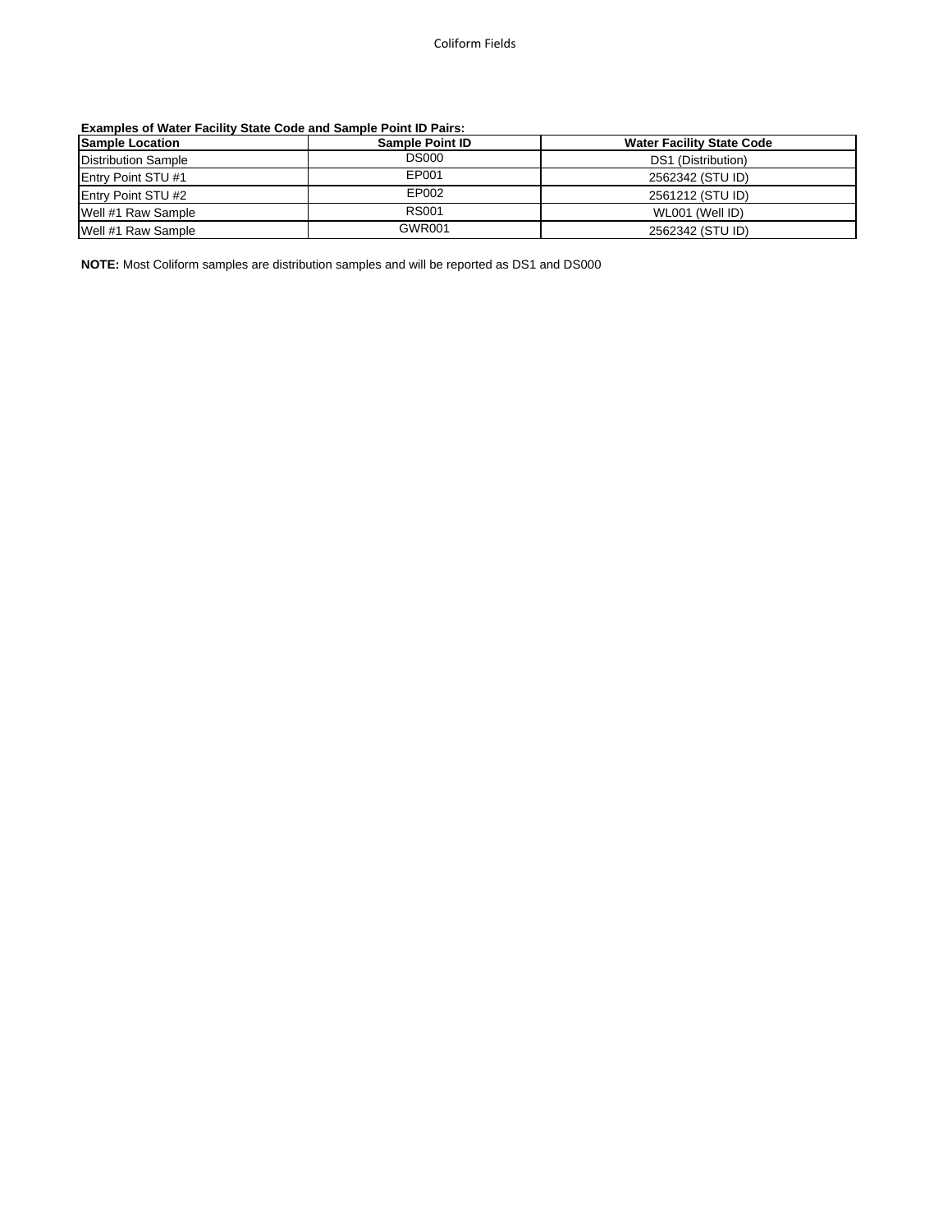**Examples of Water Facility State Code and Sample Point ID Pairs:**

| Sample Location | Sample Point ID | Water Facility State Code |
|---|---|---|
| Distribution Sample | DS000 | DS1 (Distribution) |
| Entry Point STU #1 | EP001 | 2562342 (STU ID) |
| Entry Point STU #2 | EP002 | 2561212 (STU ID) |
| Well #1 Raw Sample | RS001 | WL001 (Well ID) |
| Well #1 Raw Sample | GWR001 | 2562342 (STU ID) |

**NOTE:** Most Coliform samples are distribution samples and will be reported as DS1 and DS000